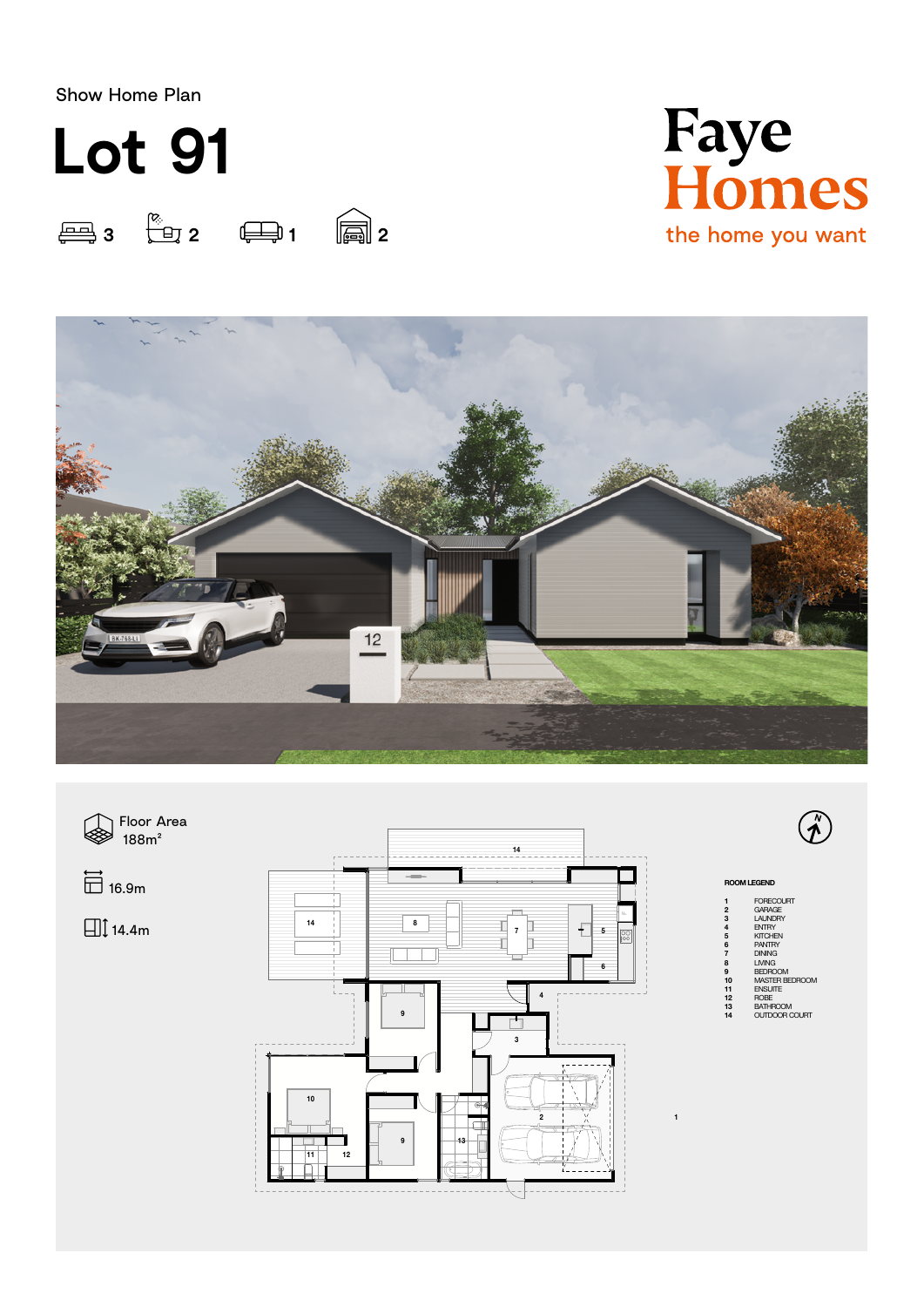Show Home Plan

# Lot 91

3 | 2 | 1 | 2

## Faye Homes

the home you want

Floor Area
188m²

16.9m

14.4m

**ROOM LEGEND**

| | |
|---|---|
| 1 | FORECOURT |
| 2 | GARAGE |
| 3 | LAUNDRY |
| 4 | ENTRY |
| 5 | KITCHEN |
| 6 | PANTRY |
| 7 | DINING |
| 8 | LIVING |
| 9 | BEDROOM |
| 10 | MASTER BEDROOM |
| 11 | ENSUITE |
| 12 | ROBE |
| 13 | BATHROOM |
| 14 | OUTDOOR COURT |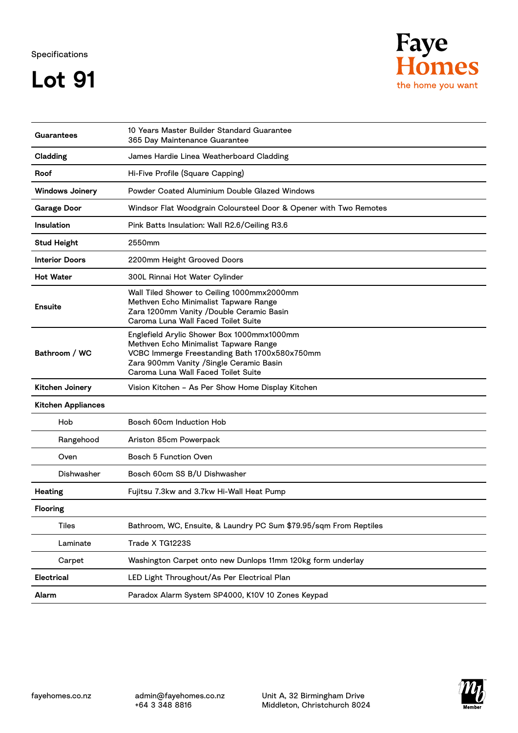Specifications

# Lot 91

Faye Homes
the home you want

| | |
|---|---|
| **Guarantees** | 10 Years Master Builder Standard Guarantee<br>365 Day Maintenance Guarantee |
| **Cladding** | James Hardie Linea Weatherboard Cladding |
| **Roof** | Hi-Five Profile (Square Capping) |
| **Windows Joinery** | Powder Coated Aluminium Double Glazed Windows |
| **Garage Door** | Windsor Flat Woodgrain Coloursteel Door & Opener with Two Remotes |
| **Insulation** | Pink Batts Insulation: Wall R2.6/Ceiling R3.6 |
| **Stud Height** | 2550mm |
| **Interior Doors** | 2200mm Height Grooved Doors |
| **Hot Water** | 300L Rinnai Hot Water Cylinder |
| **Ensuite** | Wall Tiled Shower to Ceiling 1000mmx2000mm<br>Methven Echo Minimalist Tapware Range<br>Zara 1200mm Vanity /Double Ceramic Basin<br>Caroma Luna Wall Faced Toilet Suite |
| **Bathroom / WC** | Englefield Arylic Shower Box 1000mmx1000mm<br>Methven Echo Minimalist Tapware Range<br>VCBC Immerge Freestanding Bath 1700x580x750mm<br>Zara 900mm Vanity /Single Ceramic Basin<br>Caroma Luna Wall Faced Toilet Suite |
| **Kitchen Joinery** | Vision Kitchen – As Per Show Home Display Kitchen |
| **Kitchen Appliances** | |
| Hob | Bosch 60cm Induction Hob |
| Rangehood | Ariston 85cm Powerpack |
| Oven | Bosch 5 Function Oven |
| Dishwasher | Bosch 60cm SS B/U Dishwasher |
| **Heating** | Fujitsu 7.3kw and 3.7kw Hi-Wall Heat Pump |
| **Flooring** | |
| Tiles | Bathroom, WC, Ensuite, & Laundry PC Sum $79.95/sqm From Reptiles |
| Laminate | Trade X TG1223S |
| Carpet | Washington Carpet onto new Dunlops 11mm 120kg form underlay |
| **Electrical** | LED Light Throughout/As Per Electrical Plan |
| **Alarm** | Paradox Alarm System SP4000, K10V 10 Zones Keypad |

fayehomes.co.nz

admin@fayehomes.co.nz
+64 3 348 8816

Unit A, 32 Birmingham Drive
Middleton, Christchurch 8024

Member